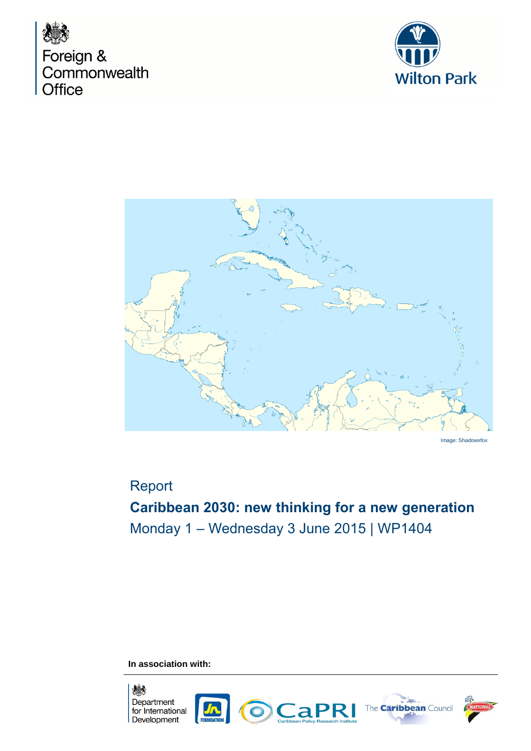Foreign & Commonwealth Office

Wilton Park

Image: Shadowxfox

Report

# Caribbean 2030: new thinking for a new generation

Monday 1 – Wednesday 3 June 2015 | WP1404

**In association with:**

Department for International Development

JN Foundation

CaPRI Caribbean Policy Research Institute

The Caribbean Council

National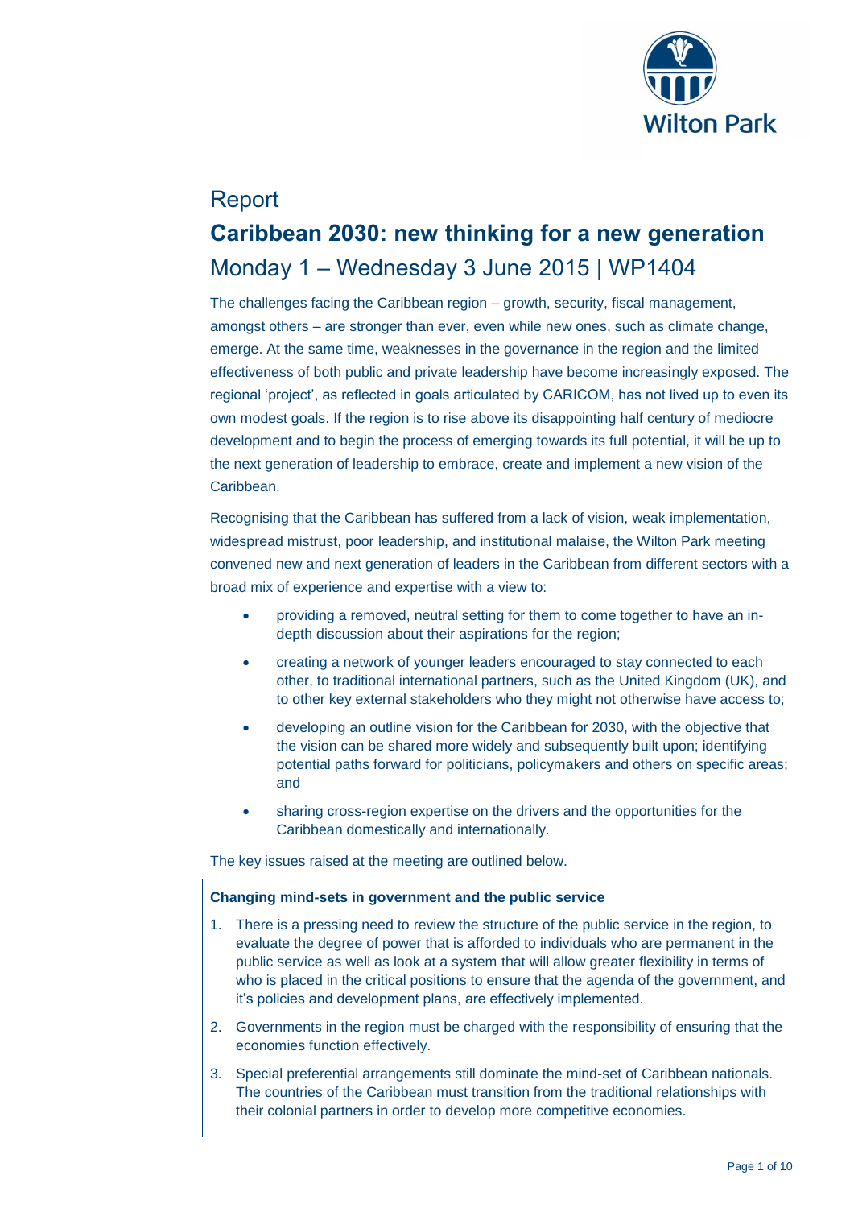Report

# Caribbean 2030: new thinking for a new generation

## Monday 1 – Wednesday 3 June 2015 | WP1404

The challenges facing the Caribbean region – growth, security, fiscal management, amongst others – are stronger than ever, even while new ones, such as climate change, emerge. At the same time, weaknesses in the governance in the region and the limited effectiveness of both public and private leadership have become increasingly exposed. The regional 'project', as reflected in goals articulated by CARICOM, has not lived up to even its own modest goals. If the region is to rise above its disappointing half century of mediocre development and to begin the process of emerging towards its full potential, it will be up to the next generation of leadership to embrace, create and implement a new vision of the Caribbean.

Recognising that the Caribbean has suffered from a lack of vision, weak implementation, widespread mistrust, poor leadership, and institutional malaise, the Wilton Park meeting convened new and next generation of leaders in the Caribbean from different sectors with a broad mix of experience and expertise with a view to:

- providing a removed, neutral setting for them to come together to have an in-depth discussion about their aspirations for the region;
- creating a network of younger leaders encouraged to stay connected to each other, to traditional international partners, such as the United Kingdom (UK), and to other key external stakeholders who they might not otherwise have access to;
- developing an outline vision for the Caribbean for 2030, with the objective that the vision can be shared more widely and subsequently built upon; identifying potential paths forward for politicians, policymakers and others on specific areas; and
- sharing cross-region expertise on the drivers and the opportunities for the Caribbean domestically and internationally.

The key issues raised at the meeting are outlined below.

**Changing mind-sets in government and the public service**

1. There is a pressing need to review the structure of the public service in the region, to evaluate the degree of power that is afforded to individuals who are permanent in the public service as well as look at a system that will allow greater flexibility in terms of who is placed in the critical positions to ensure that the agenda of the government, and it's policies and development plans, are effectively implemented.
2. Governments in the region must be charged with the responsibility of ensuring that the economies function effectively.
3. Special preferential arrangements still dominate the mind-set of Caribbean nationals. The countries of the Caribbean must transition from the traditional relationships with their colonial partners in order to develop more competitive economies.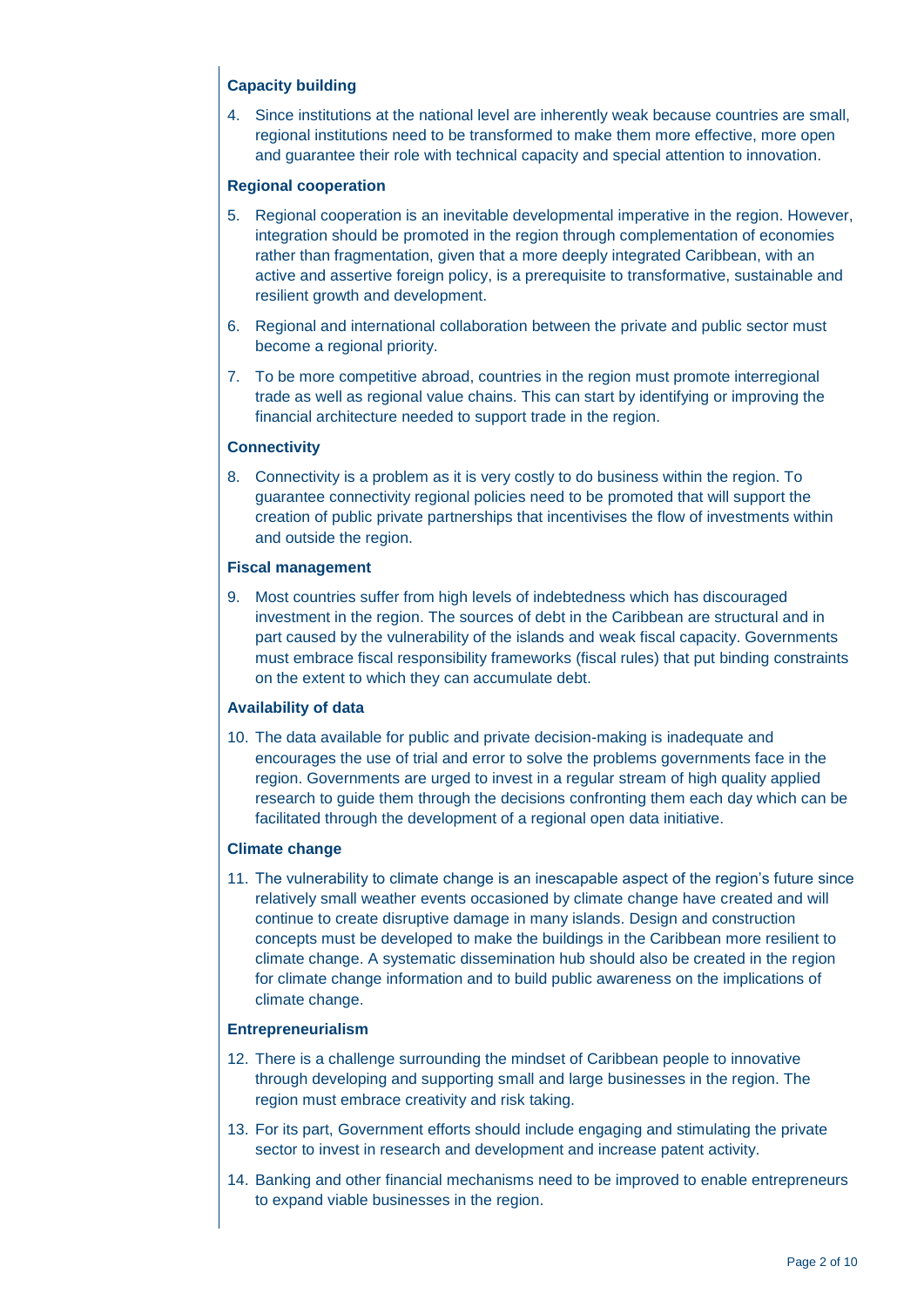### Capacity building

4. Since institutions at the national level are inherently weak because countries are small, regional institutions need to be transformed to make them more effective, more open and guarantee their role with technical capacity and special attention to innovation.

### Regional cooperation

5. Regional cooperation is an inevitable developmental imperative in the region. However, integration should be promoted in the region through complementation of economies rather than fragmentation, given that a more deeply integrated Caribbean, with an active and assertive foreign policy, is a prerequisite to transformative, sustainable and resilient growth and development.
6. Regional and international collaboration between the private and public sector must become a regional priority.
7. To be more competitive abroad, countries in the region must promote interregional trade as well as regional value chains. This can start by identifying or improving the financial architecture needed to support trade in the region.

### Connectivity

8. Connectivity is a problem as it is very costly to do business within the region. To guarantee connectivity regional policies need to be promoted that will support the creation of public private partnerships that incentivises the flow of investments within and outside the region.

### Fiscal management

9. Most countries suffer from high levels of indebtedness which has discouraged investment in the region. The sources of debt in the Caribbean are structural and in part caused by the vulnerability of the islands and weak fiscal capacity. Governments must embrace fiscal responsibility frameworks (fiscal rules) that put binding constraints on the extent to which they can accumulate debt.

### Availability of data

10. The data available for public and private decision-making is inadequate and encourages the use of trial and error to solve the problems governments face in the region. Governments are urged to invest in a regular stream of high quality applied research to guide them through the decisions confronting them each day which can be facilitated through the development of a regional open data initiative.

### Climate change

11. The vulnerability to climate change is an inescapable aspect of the region's future since relatively small weather events occasioned by climate change have created and will continue to create disruptive damage in many islands. Design and construction concepts must be developed to make the buildings in the Caribbean more resilient to climate change. A systematic dissemination hub should also be created in the region for climate change information and to build public awareness on the implications of climate change.

### Entrepreneurialism

12. There is a challenge surrounding the mindset of Caribbean people to innovative through developing and supporting small and large businesses in the region. The region must embrace creativity and risk taking.
13. For its part, Government efforts should include engaging and stimulating the private sector to invest in research and development and increase patent activity.
14. Banking and other financial mechanisms need to be improved to enable entrepreneurs to expand viable businesses in the region.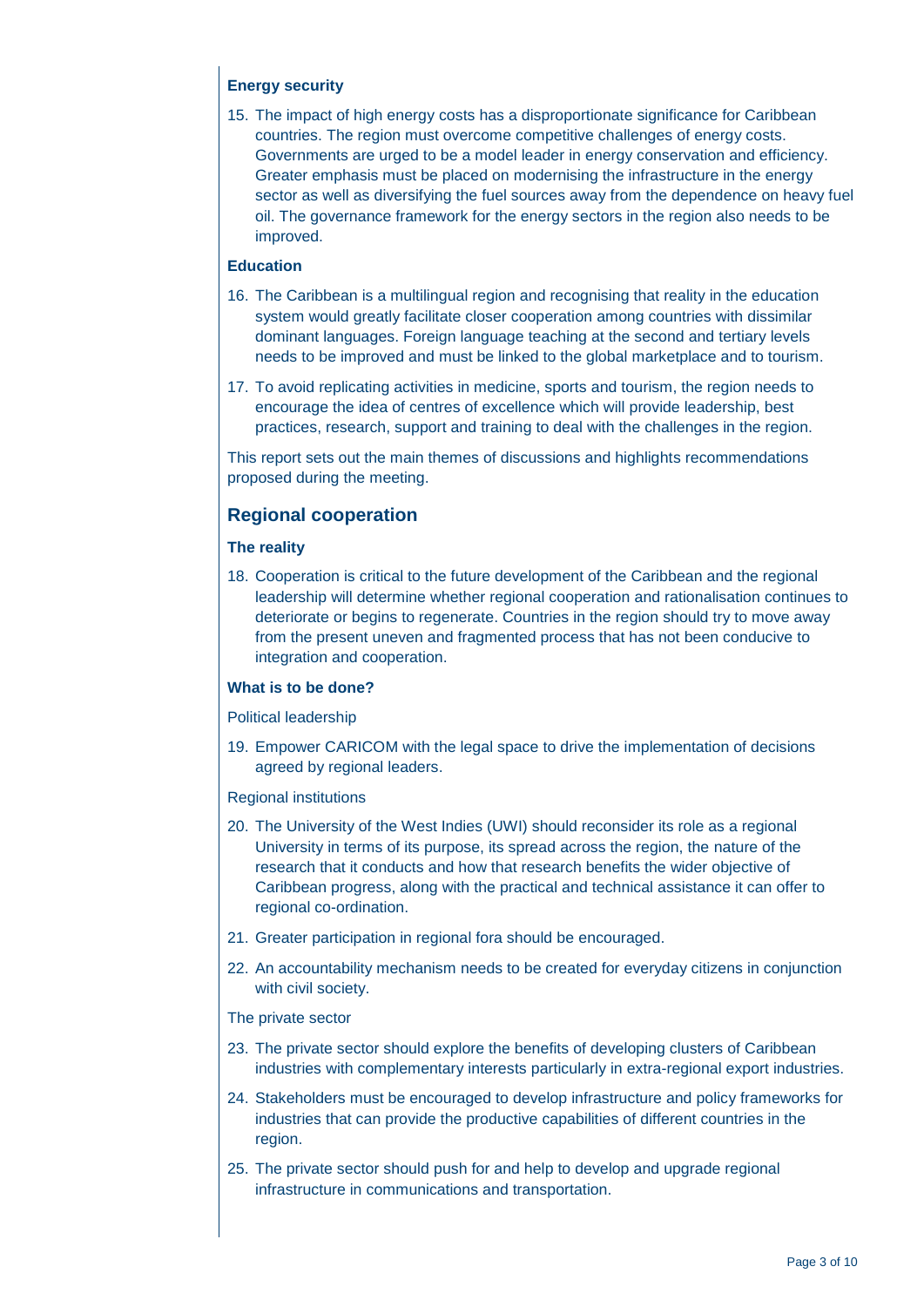### Energy security

15. The impact of high energy costs has a disproportionate significance for Caribbean countries. The region must overcome competitive challenges of energy costs. Governments are urged to be a model leader in energy conservation and efficiency. Greater emphasis must be placed on modernising the infrastructure in the energy sector as well as diversifying the fuel sources away from the dependence on heavy fuel oil. The governance framework for the energy sectors in the region also needs to be improved.

### Education

16. The Caribbean is a multilingual region and recognising that reality in the education system would greatly facilitate closer cooperation among countries with dissimilar dominant languages. Foreign language teaching at the second and tertiary levels needs to be improved and must be linked to the global marketplace and to tourism.
17. To avoid replicating activities in medicine, sports and tourism, the region needs to encourage the idea of centres of excellence which will provide leadership, best practices, research, support and training to deal with the challenges in the region.

This report sets out the main themes of discussions and highlights recommendations proposed during the meeting.

## Regional cooperation

### The reality

18. Cooperation is critical to the future development of the Caribbean and the regional leadership will determine whether regional cooperation and rationalisation continues to deteriorate or begins to regenerate. Countries in the region should try to move away from the present uneven and fragmented process that has not been conducive to integration and cooperation.

### What is to be done?

Political leadership

19. Empower CARICOM with the legal space to drive the implementation of decisions agreed by regional leaders.

Regional institutions

20. The University of the West Indies (UWI) should reconsider its role as a regional University in terms of its purpose, its spread across the region, the nature of the research that it conducts and how that research benefits the wider objective of Caribbean progress, along with the practical and technical assistance it can offer to regional co-ordination.
21. Greater participation in regional fora should be encouraged.
22. An accountability mechanism needs to be created for everyday citizens in conjunction with civil society.

The private sector

23. The private sector should explore the benefits of developing clusters of Caribbean industries with complementary interests particularly in extra-regional export industries.
24. Stakeholders must be encouraged to develop infrastructure and policy frameworks for industries that can provide the productive capabilities of different countries in the region.
25. The private sector should push for and help to develop and upgrade regional infrastructure in communications and transportation.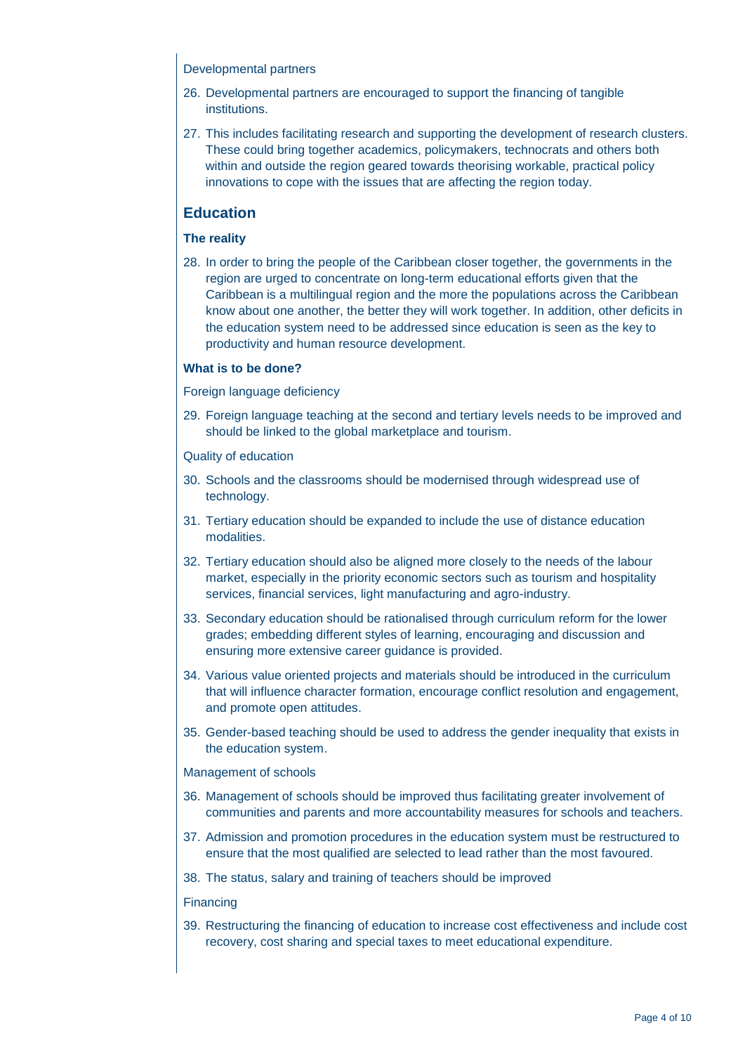Developmental partners

26. Developmental partners are encouraged to support the financing of tangible institutions.
27. This includes facilitating research and supporting the development of research clusters. These could bring together academics, policymakers, technocrats and others both within and outside the region geared towards theorising workable, practical policy innovations to cope with the issues that are affecting the region today.

## Education

### The reality

28. In order to bring the people of the Caribbean closer together, the governments in the region are urged to concentrate on long-term educational efforts given that the Caribbean is a multilingual region and the more the populations across the Caribbean know about one another, the better they will work together. In addition, other deficits in the education system need to be addressed since education is seen as the key to productivity and human resource development.

### What is to be done?

Foreign language deficiency

29. Foreign language teaching at the second and tertiary levels needs to be improved and should be linked to the global marketplace and tourism.

Quality of education

30. Schools and the classrooms should be modernised through widespread use of technology.
31. Tertiary education should be expanded to include the use of distance education modalities.
32. Tertiary education should also be aligned more closely to the needs of the labour market, especially in the priority economic sectors such as tourism and hospitality services, financial services, light manufacturing and agro-industry.
33. Secondary education should be rationalised through curriculum reform for the lower grades; embedding different styles of learning, encouraging and discussion and ensuring more extensive career guidance is provided.
34. Various value oriented projects and materials should be introduced in the curriculum that will influence character formation, encourage conflict resolution and engagement, and promote open attitudes.
35. Gender-based teaching should be used to address the gender inequality that exists in the education system.

Management of schools

36. Management of schools should be improved thus facilitating greater involvement of communities and parents and more accountability measures for schools and teachers.
37. Admission and promotion procedures in the education system must be restructured to ensure that the most qualified are selected to lead rather than the most favoured.
38. The status, salary and training of teachers should be improved

Financing

39. Restructuring the financing of education to increase cost effectiveness and include cost recovery, cost sharing and special taxes to meet educational expenditure.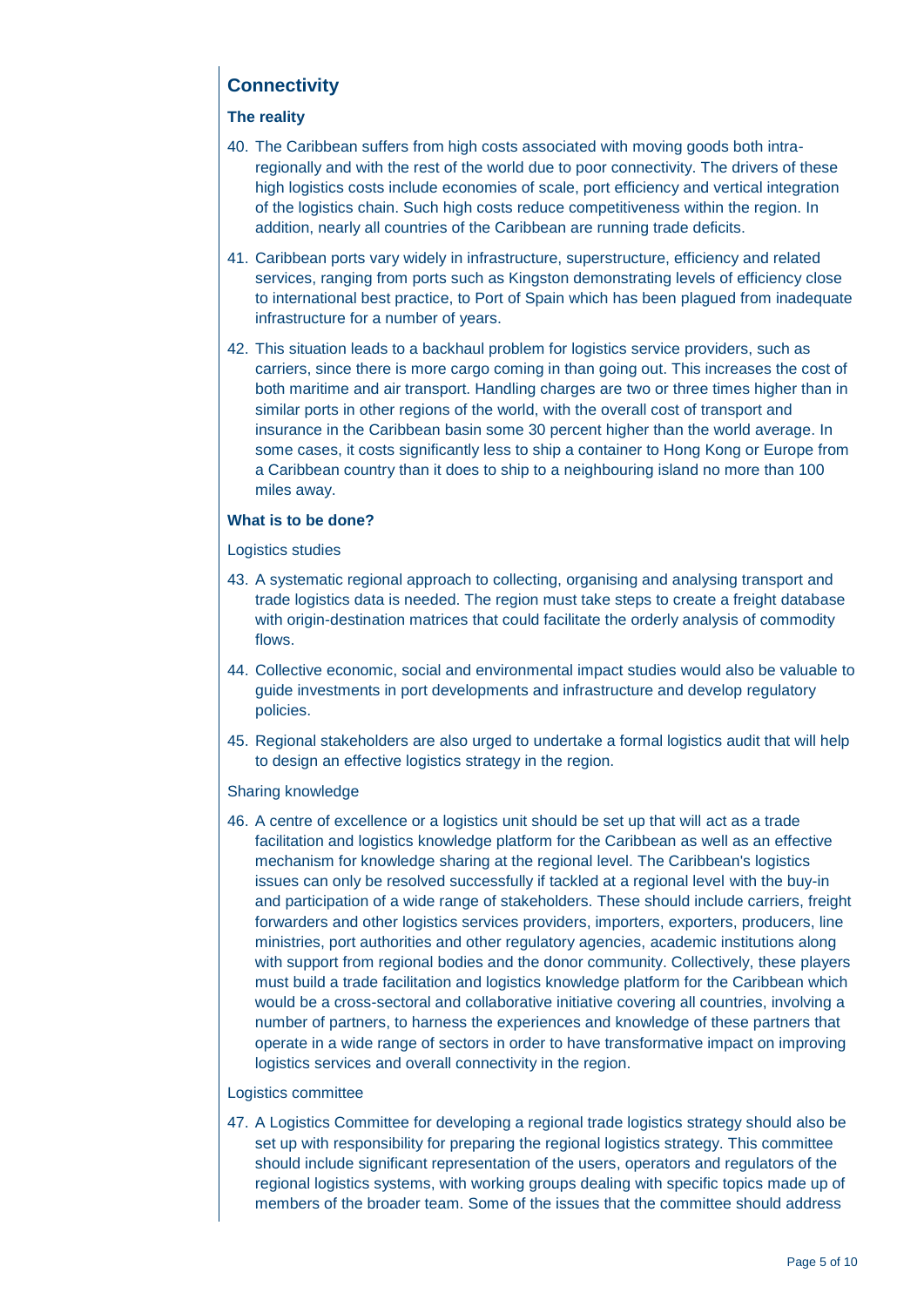## Connectivity

### The reality

40. The Caribbean suffers from high costs associated with moving goods both intra-regionally and with the rest of the world due to poor connectivity. The drivers of these high logistics costs include economies of scale, port efficiency and vertical integration of the logistics chain. Such high costs reduce competitiveness within the region. In addition, nearly all countries of the Caribbean are running trade deficits.

41. Caribbean ports vary widely in infrastructure, superstructure, efficiency and related services, ranging from ports such as Kingston demonstrating levels of efficiency close to international best practice, to Port of Spain which has been plagued from inadequate infrastructure for a number of years.

42. This situation leads to a backhaul problem for logistics service providers, such as carriers, since there is more cargo coming in than going out. This increases the cost of both maritime and air transport. Handling charges are two or three times higher than in similar ports in other regions of the world, with the overall cost of transport and insurance in the Caribbean basin some 30 percent higher than the world average. In some cases, it costs significantly less to ship a container to Hong Kong or Europe from a Caribbean country than it does to ship to a neighbouring island no more than 100 miles away.

### What is to be done?

Logistics studies

43. A systematic regional approach to collecting, organising and analysing transport and trade logistics data is needed. The region must take steps to create a freight database with origin-destination matrices that could facilitate the orderly analysis of commodity flows.

44. Collective economic, social and environmental impact studies would also be valuable to guide investments in port developments and infrastructure and develop regulatory policies.

45. Regional stakeholders are also urged to undertake a formal logistics audit that will help to design an effective logistics strategy in the region.

Sharing knowledge

46. A centre of excellence or a logistics unit should be set up that will act as a trade facilitation and logistics knowledge platform for the Caribbean as well as an effective mechanism for knowledge sharing at the regional level. The Caribbean's logistics issues can only be resolved successfully if tackled at a regional level with the buy-in and participation of a wide range of stakeholders. These should include carriers, freight forwarders and other logistics services providers, importers, exporters, producers, line ministries, port authorities and other regulatory agencies, academic institutions along with support from regional bodies and the donor community. Collectively, these players must build a trade facilitation and logistics knowledge platform for the Caribbean which would be a cross-sectoral and collaborative initiative covering all countries, involving a number of partners, to harness the experiences and knowledge of these partners that operate in a wide range of sectors in order to have transformative impact on improving logistics services and overall connectivity in the region.

Logistics committee

47. A Logistics Committee for developing a regional trade logistics strategy should also be set up with responsibility for preparing the regional logistics strategy. This committee should include significant representation of the users, operators and regulators of the regional logistics systems, with working groups dealing with specific topics made up of members of the broader team. Some of the issues that the committee should address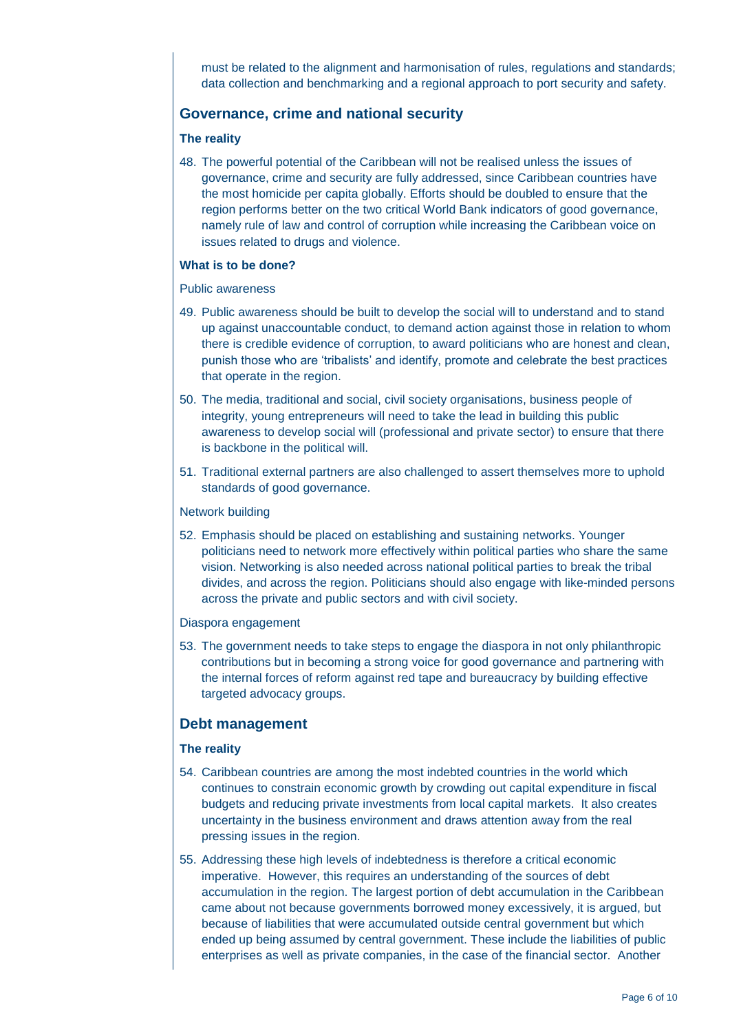must be related to the alignment and harmonisation of rules, regulations and standards; data collection and benchmarking and a regional approach to port security and safety.

## Governance, crime and national security

### The reality

48. The powerful potential of the Caribbean will not be realised unless the issues of governance, crime and security are fully addressed, since Caribbean countries have the most homicide per capita globally. Efforts should be doubled to ensure that the region performs better on the two critical World Bank indicators of good governance, namely rule of law and control of corruption while increasing the Caribbean voice on issues related to drugs and violence.

### What is to be done?

Public awareness

49. Public awareness should be built to develop the social will to understand and to stand up against unaccountable conduct, to demand action against those in relation to whom there is credible evidence of corruption, to award politicians who are honest and clean, punish those who are 'tribalists' and identify, promote and celebrate the best practices that operate in the region.

50. The media, traditional and social, civil society organisations, business people of integrity, young entrepreneurs will need to take the lead in building this public awareness to develop social will (professional and private sector) to ensure that there is backbone in the political will.

51. Traditional external partners are also challenged to assert themselves more to uphold standards of good governance.

Network building

52. Emphasis should be placed on establishing and sustaining networks. Younger politicians need to network more effectively within political parties who share the same vision. Networking is also needed across national political parties to break the tribal divides, and across the region. Politicians should also engage with like-minded persons across the private and public sectors and with civil society.

Diaspora engagement

53. The government needs to take steps to engage the diaspora in not only philanthropic contributions but in becoming a strong voice for good governance and partnering with the internal forces of reform against red tape and bureaucracy by building effective targeted advocacy groups.

## Debt management

### The reality

54. Caribbean countries are among the most indebted countries in the world which continues to constrain economic growth by crowding out capital expenditure in fiscal budgets and reducing private investments from local capital markets. It also creates uncertainty in the business environment and draws attention away from the real pressing issues in the region.

55. Addressing these high levels of indebtedness is therefore a critical economic imperative. However, this requires an understanding of the sources of debt accumulation in the region. The largest portion of debt accumulation in the Caribbean came about not because governments borrowed money excessively, it is argued, but because of liabilities that were accumulated outside central government but which ended up being assumed by central government. These include the liabilities of public enterprises as well as private companies, in the case of the financial sector. Another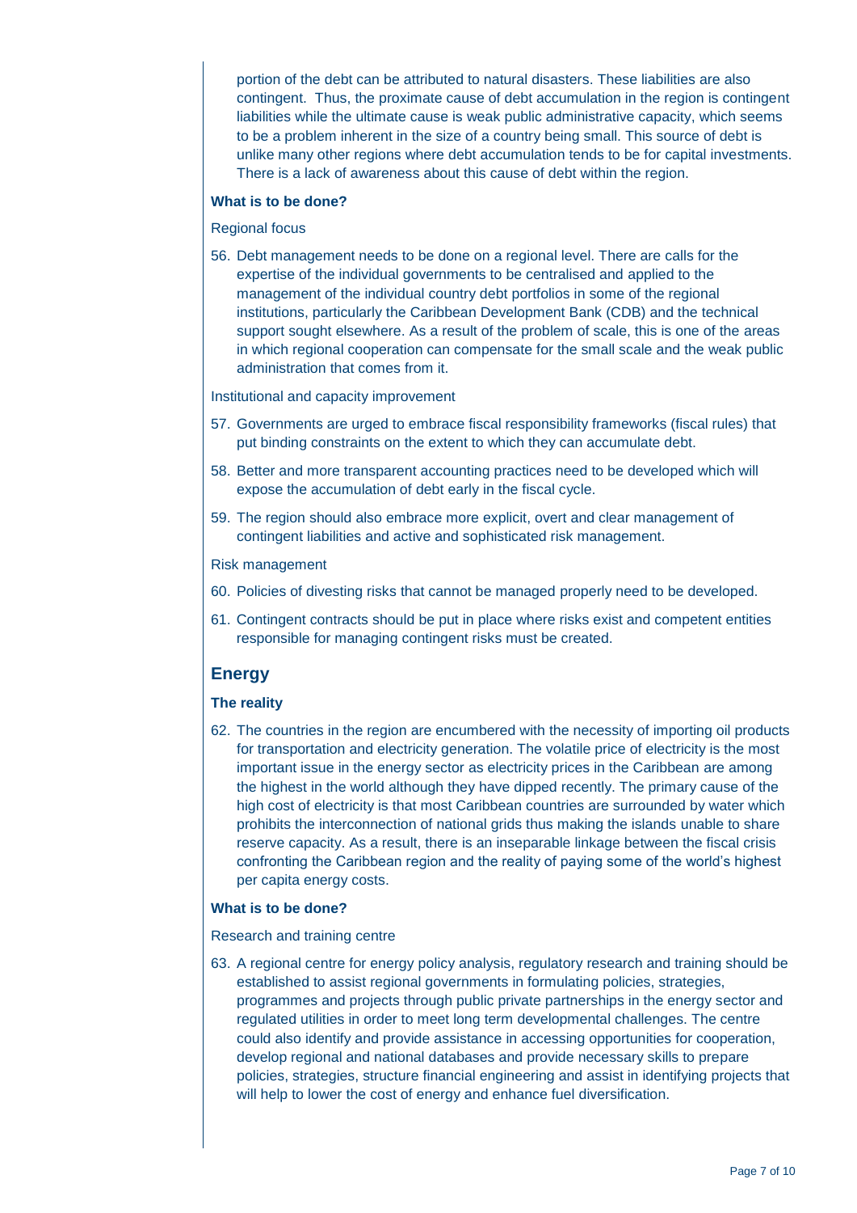portion of the debt can be attributed to natural disasters. These liabilities are also contingent. Thus, the proximate cause of debt accumulation in the region is contingent liabilities while the ultimate cause is weak public administrative capacity, which seems to be a problem inherent in the size of a country being small. This source of debt is unlike many other regions where debt accumulation tends to be for capital investments. There is a lack of awareness about this cause of debt within the region.

### What is to be done?

Regional focus

56. Debt management needs to be done on a regional level. There are calls for the expertise of the individual governments to be centralised and applied to the management of the individual country debt portfolios in some of the regional institutions, particularly the Caribbean Development Bank (CDB) and the technical support sought elsewhere. As a result of the problem of scale, this is one of the areas in which regional cooperation can compensate for the small scale and the weak public administration that comes from it.

Institutional and capacity improvement

57. Governments are urged to embrace fiscal responsibility frameworks (fiscal rules) that put binding constraints on the extent to which they can accumulate debt.
58. Better and more transparent accounting practices need to be developed which will expose the accumulation of debt early in the fiscal cycle.
59. The region should also embrace more explicit, overt and clear management of contingent liabilities and active and sophisticated risk management.

Risk management

60. Policies of divesting risks that cannot be managed properly need to be developed.
61. Contingent contracts should be put in place where risks exist and competent entities responsible for managing contingent risks must be created.

## Energy

### The reality

62. The countries in the region are encumbered with the necessity of importing oil products for transportation and electricity generation. The volatile price of electricity is the most important issue in the energy sector as electricity prices in the Caribbean are among the highest in the world although they have dipped recently. The primary cause of the high cost of electricity is that most Caribbean countries are surrounded by water which prohibits the interconnection of national grids thus making the islands unable to share reserve capacity. As a result, there is an inseparable linkage between the fiscal crisis confronting the Caribbean region and the reality of paying some of the world's highest per capita energy costs.

### What is to be done?

Research and training centre

63. A regional centre for energy policy analysis, regulatory research and training should be established to assist regional governments in formulating policies, strategies, programmes and projects through public private partnerships in the energy sector and regulated utilities in order to meet long term developmental challenges. The centre could also identify and provide assistance in accessing opportunities for cooperation, develop regional and national databases and provide necessary skills to prepare policies, strategies, structure financial engineering and assist in identifying projects that will help to lower the cost of energy and enhance fuel diversification.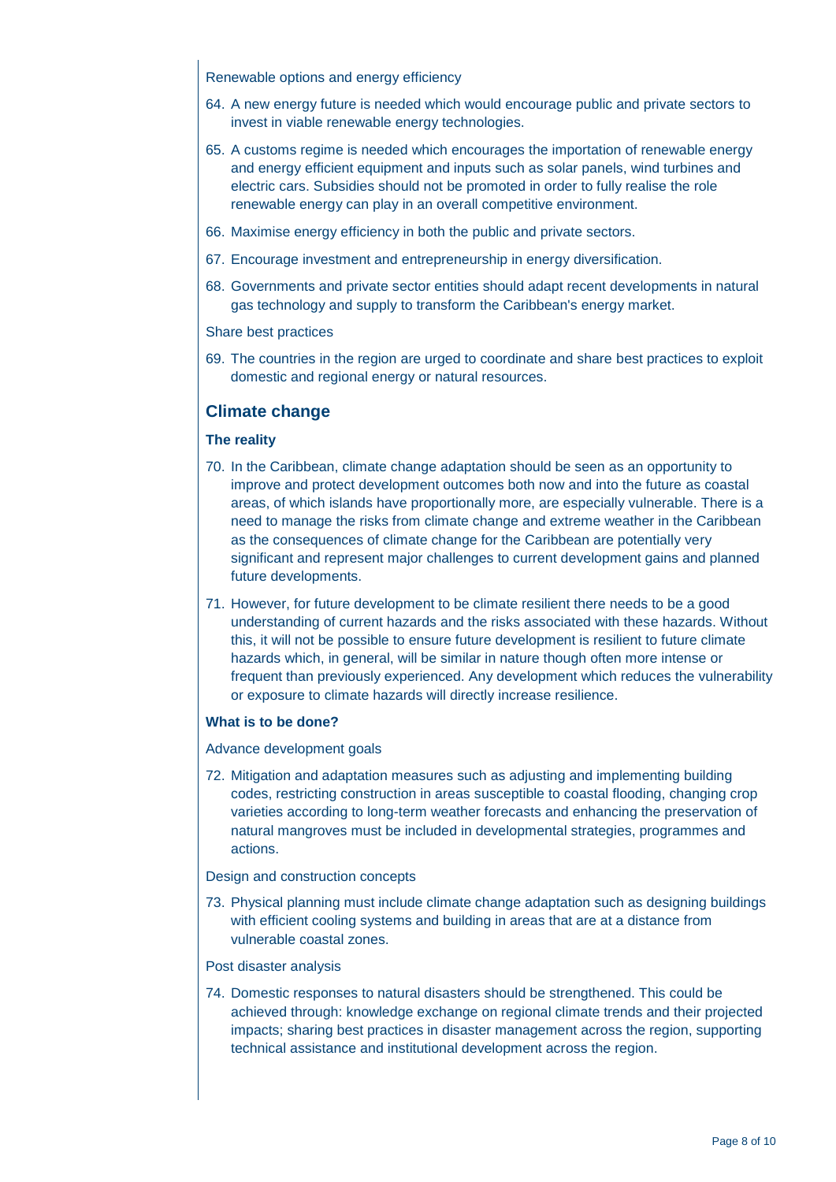Renewable options and energy efficiency

64. A new energy future is needed which would encourage public and private sectors to invest in viable renewable energy technologies.
65. A customs regime is needed which encourages the importation of renewable energy and energy efficient equipment and inputs such as solar panels, wind turbines and electric cars. Subsidies should not be promoted in order to fully realise the role renewable energy can play in an overall competitive environment.
66. Maximise energy efficiency in both the public and private sectors.
67. Encourage investment and entrepreneurship in energy diversification.
68. Governments and private sector entities should adapt recent developments in natural gas technology and supply to transform the Caribbean's energy market.

Share best practices

69. The countries in the region are urged to coordinate and share best practices to exploit domestic and regional energy or natural resources.

## Climate change

### The reality

70. In the Caribbean, climate change adaptation should be seen as an opportunity to improve and protect development outcomes both now and into the future as coastal areas, of which islands have proportionally more, are especially vulnerable. There is a need to manage the risks from climate change and extreme weather in the Caribbean as the consequences of climate change for the Caribbean are potentially very significant and represent major challenges to current development gains and planned future developments.
71. However, for future development to be climate resilient there needs to be a good understanding of current hazards and the risks associated with these hazards. Without this, it will not be possible to ensure future development is resilient to future climate hazards which, in general, will be similar in nature though often more intense or frequent than previously experienced. Any development which reduces the vulnerability or exposure to climate hazards will directly increase resilience.

### What is to be done?

Advance development goals

72. Mitigation and adaptation measures such as adjusting and implementing building codes, restricting construction in areas susceptible to coastal flooding, changing crop varieties according to long-term weather forecasts and enhancing the preservation of natural mangroves must be included in developmental strategies, programmes and actions.

Design and construction concepts

73. Physical planning must include climate change adaptation such as designing buildings with efficient cooling systems and building in areas that are at a distance from vulnerable coastal zones.

Post disaster analysis

74. Domestic responses to natural disasters should be strengthened. This could be achieved through: knowledge exchange on regional climate trends and their projected impacts; sharing best practices in disaster management across the region, supporting technical assistance and institutional development across the region.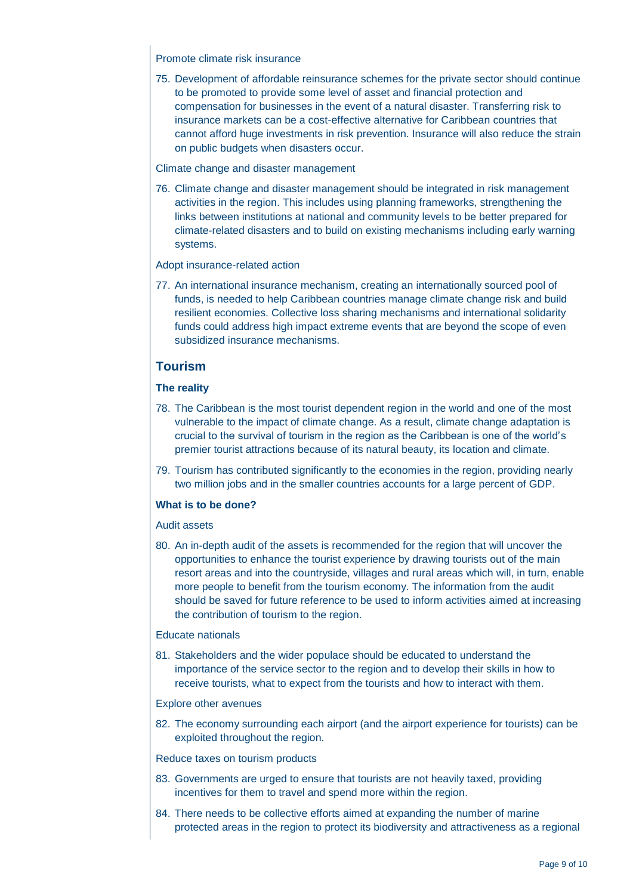Promote climate risk insurance

75. Development of affordable reinsurance schemes for the private sector should continue to be promoted to provide some level of asset and financial protection and compensation for businesses in the event of a natural disaster. Transferring risk to insurance markets can be a cost-effective alternative for Caribbean countries that cannot afford huge investments in risk prevention. Insurance will also reduce the strain on public budgets when disasters occur.

Climate change and disaster management

76. Climate change and disaster management should be integrated in risk management activities in the region. This includes using planning frameworks, strengthening the links between institutions at national and community levels to be better prepared for climate-related disasters and to build on existing mechanisms including early warning systems.

Adopt insurance-related action

77. An international insurance mechanism, creating an internationally sourced pool of funds, is needed to help Caribbean countries manage climate change risk and build resilient economies. Collective loss sharing mechanisms and international solidarity funds could address high impact extreme events that are beyond the scope of even subsidized insurance mechanisms.

## Tourism

### The reality

78. The Caribbean is the most tourist dependent region in the world and one of the most vulnerable to the impact of climate change. As a result, climate change adaptation is crucial to the survival of tourism in the region as the Caribbean is one of the world's premier tourist attractions because of its natural beauty, its location and climate.

79. Tourism has contributed significantly to the economies in the region, providing nearly two million jobs and in the smaller countries accounts for a large percent of GDP.

### What is to be done?

Audit assets

80. An in-depth audit of the assets is recommended for the region that will uncover the opportunities to enhance the tourist experience by drawing tourists out of the main resort areas and into the countryside, villages and rural areas which will, in turn, enable more people to benefit from the tourism economy. The information from the audit should be saved for future reference to be used to inform activities aimed at increasing the contribution of tourism to the region.

Educate nationals

81. Stakeholders and the wider populace should be educated to understand the importance of the service sector to the region and to develop their skills in how to receive tourists, what to expect from the tourists and how to interact with them.

Explore other avenues

82. The economy surrounding each airport (and the airport experience for tourists) can be exploited throughout the region.

Reduce taxes on tourism products

83. Governments are urged to ensure that tourists are not heavily taxed, providing incentives for them to travel and spend more within the region.

84. There needs to be collective efforts aimed at expanding the number of marine protected areas in the region to protect its biodiversity and attractiveness as a regional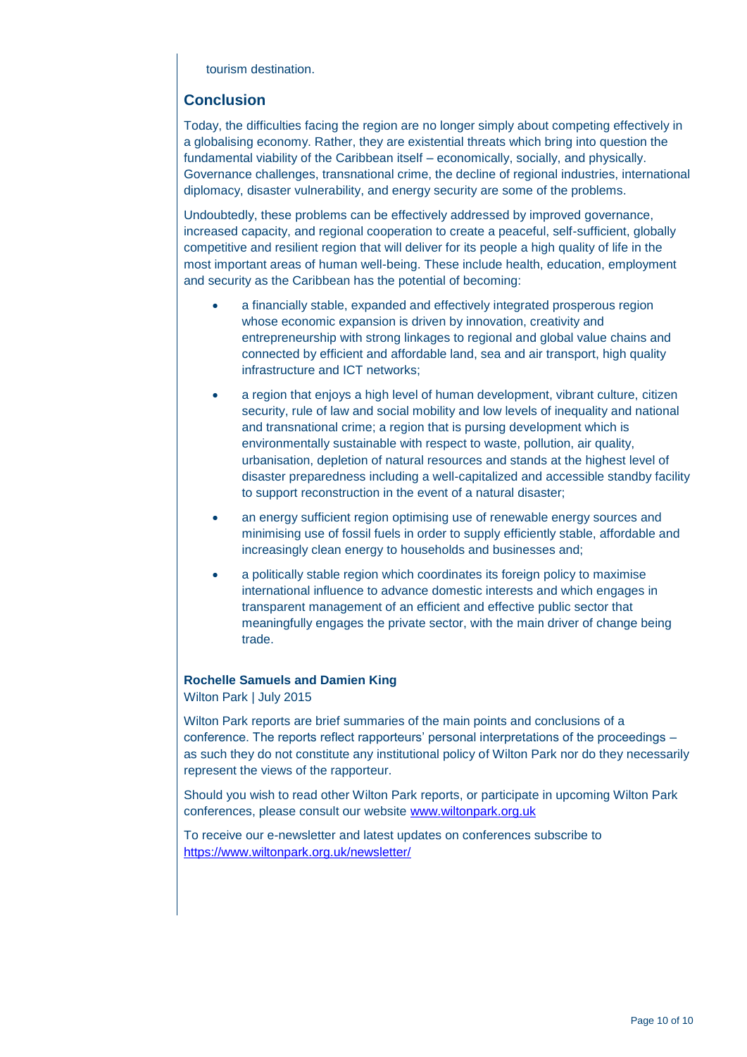tourism destination.

## Conclusion

Today, the difficulties facing the region are no longer simply about competing effectively in a globalising economy. Rather, they are existential threats which bring into question the fundamental viability of the Caribbean itself – economically, socially, and physically. Governance challenges, transnational crime, the decline of regional industries, international diplomacy, disaster vulnerability, and energy security are some of the problems.

Undoubtedly, these problems can be effectively addressed by improved governance, increased capacity, and regional cooperation to create a peaceful, self-sufficient, globally competitive and resilient region that will deliver for its people a high quality of life in the most important areas of human well-being. These include health, education, employment and security as the Caribbean has the potential of becoming:

- a financially stable, expanded and effectively integrated prosperous region whose economic expansion is driven by innovation, creativity and entrepreneurship with strong linkages to regional and global value chains and connected by efficient and affordable land, sea and air transport, high quality infrastructure and ICT networks;
- a region that enjoys a high level of human development, vibrant culture, citizen security, rule of law and social mobility and low levels of inequality and national and transnational crime; a region that is pursing development which is environmentally sustainable with respect to waste, pollution, air quality, urbanisation, depletion of natural resources and stands at the highest level of disaster preparedness including a well-capitalized and accessible standby facility to support reconstruction in the event of a natural disaster;
- an energy sufficient region optimising use of renewable energy sources and minimising use of fossil fuels in order to supply efficiently stable, affordable and increasingly clean energy to households and businesses and;
- a politically stable region which coordinates its foreign policy to maximise international influence to advance domestic interests and which engages in transparent management of an efficient and effective public sector that meaningfully engages the private sector, with the main driver of change being trade.

**Rochelle Samuels and Damien King**

Wilton Park | July 2015

Wilton Park reports are brief summaries of the main points and conclusions of a conference. The reports reflect rapporteurs' personal interpretations of the proceedings – as such they do not constitute any institutional policy of Wilton Park nor do they necessarily represent the views of the rapporteur.

Should you wish to read other Wilton Park reports, or participate in upcoming Wilton Park conferences, please consult our website [www.wiltonpark.org.uk](http://www.wiltonpark.org.uk)

To receive our e-newsletter and latest updates on conferences subscribe to [https://www.wiltonpark.org.uk/newsletter/](https://www.wiltonpark.org.uk/newsletter/)